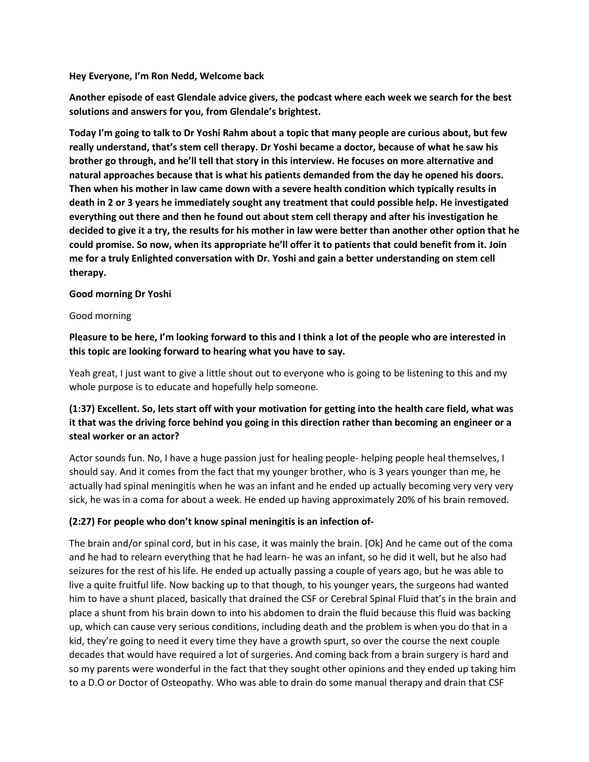**Hey Everyone, I'm Ron Nedd, Welcome back**

**Another episode of east Glendale advice givers, the podcast where each week we search for the best solutions and answers for you, from Glendale's brightest.**

**Today I'm going to talk to Dr Yoshi Rahm about a topic that many people are curious about, but few really understand, that's stem cell therapy. Dr Yoshi became a doctor, because of what he saw his brother go through, and he'll tell that story in this interview. He focuses on more alternative and natural approaches because that is what his patients demanded from the day he opened his doors. Then when his mother in law came down with a severe health condition which typically results in death in 2 or 3 years he immediately sought any treatment that could possible help. He investigated everything out there and then he found out about stem cell therapy and after his investigation he decided to give it a try, the results for his mother in law were better than another other option that he could promise. So now, when its appropriate he'll offer it to patients that could benefit from it. Join me for a truly Enlighted conversation with Dr. Yoshi and gain a better understanding on stem cell therapy.**

**Good morning Dr Yoshi**

Good morning

**Pleasure to be here, I'm looking forward to this and I think a lot of the people who are interested in this topic are looking forward to hearing what you have to say.**

Yeah great, I just want to give a little shout out to everyone who is going to be listening to this and my whole purpose is to educate and hopefully help someone.

**(1:37) Excellent. So, lets start off with your motivation for getting into the health care field, what was it that was the driving force behind you going in this direction rather than becoming an engineer or a steal worker or an actor?**

Actor sounds fun. No, I have a huge passion just for healing people- helping people heal themselves, I should say. And it comes from the fact that my younger brother, who is 3 years younger than me, he actually had spinal meningitis when he was an infant and he ended up actually becoming very very very sick, he was in a coma for about a week. He ended up having approximately 20% of his brain removed.

**(2:27) For people who don't know spinal meningitis is an infection of-**

The brain and/or spinal cord, but in his case, it was mainly the brain. [Ok] And he came out of the coma and he had to relearn everything that he had learn- he was an infant, so he did it well, but he also had seizures for the rest of his life. He ended up actually passing a couple of years ago, but he was able to live a quite fruitful life. Now backing up to that though, to his younger years, the surgeons had wanted him to have a shunt placed, basically that drained the CSF or Cerebral Spinal Fluid that's in the brain and place a shunt from his brain down to into his abdomen to drain the fluid because this fluid was backing up, which can cause very serious conditions, including death and the problem is when you do that in a kid, they're going to need it every time they have a growth spurt, so over the course the next couple decades that would have required a lot of surgeries. And coming back from a brain surgery is hard and so my parents were wonderful in the fact that they sought other opinions and they ended up taking him to a D.O or Doctor of Osteopathy. Who was able to drain do some manual therapy and drain that CSF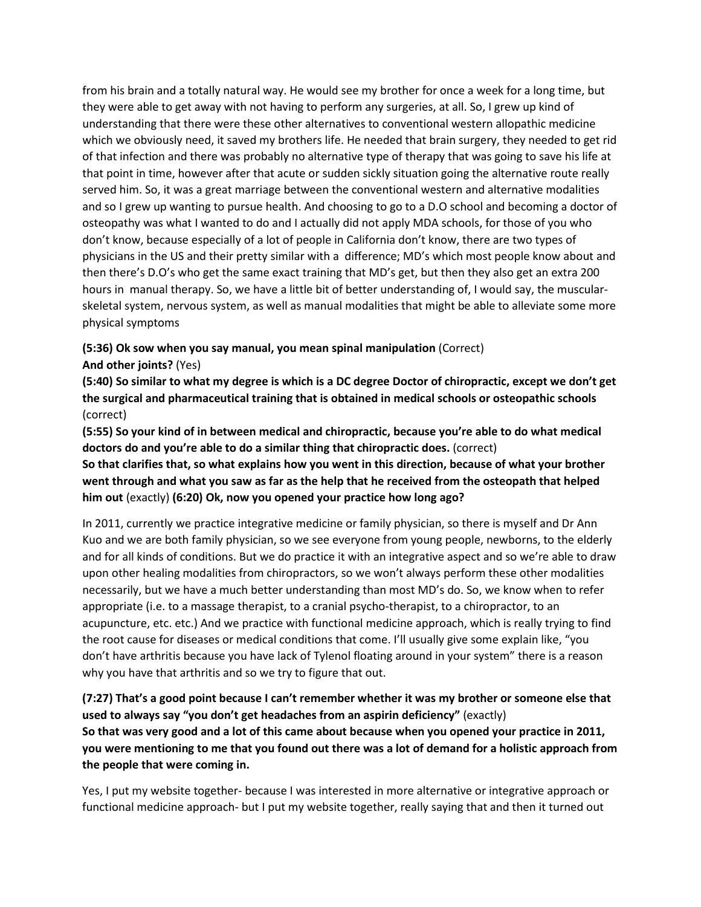from his brain and a totally natural way. He would see my brother for once a week for a long time, but they were able to get away with not having to perform any surgeries, at all. So, I grew up kind of understanding that there were these other alternatives to conventional western allopathic medicine which we obviously need, it saved my brothers life. He needed that brain surgery, they needed to get rid of that infection and there was probably no alternative type of therapy that was going to save his life at that point in time, however after that acute or sudden sickly situation going the alternative route really served him. So, it was a great marriage between the conventional western and alternative modalities and so I grew up wanting to pursue health. And choosing to go to a D.O school and becoming a doctor of osteopathy was what I wanted to do and I actually did not apply MDA schools, for those of you who don't know, because especially of a lot of people in California don't know, there are two types of physicians in the US and their pretty similar with a difference; MD's which most people know about and then there's D.O's who get the same exact training that MD's get, but then they also get an extra 200 hours in manual therapy. So, we have a little bit of better understanding of, I would say, the muscular-skeletal system, nervous system, as well as manual modalities that might be able to alleviate some more physical symptoms

**(5:36) Ok sow when you say manual, you mean spinal manipulation** (Correct)
**And other joints?** (Yes)

**(5:40) So similar to what my degree is which is a DC degree Doctor of chiropractic, except we don't get the surgical and pharmaceutical training that is obtained in medical schools or osteopathic schools** (correct)

**(5:55) So your kind of in between medical and chiropractic, because you're able to do what medical doctors do and you're able to do a similar thing that chiropractic does.** (correct)
**So that clarifies that, so what explains how you went in this direction, because of what your brother went through and what you saw as far as the help that he received from the osteopath that helped him out** (exactly) **(6:20) Ok, now you opened your practice how long ago?**

In 2011, currently we practice integrative medicine or family physician, so there is myself and Dr Ann Kuo and we are both family physician, so we see everyone from young people, newborns, to the elderly and for all kinds of conditions. But we do practice it with an integrative aspect and so we're able to draw upon other healing modalities from chiropractors, so we won't always perform these other modalities necessarily, but we have a much better understanding than most MD's do. So, we know when to refer appropriate (i.e. to a massage therapist, to a cranial psycho-therapist, to a chiropractor, to an acupuncture, etc. etc.) And we practice with functional medicine approach, which is really trying to find the root cause for diseases or medical conditions that come. I'll usually give some explain like, "you don't have arthritis because you have lack of Tylenol floating around in your system" there is a reason why you have that arthritis and so we try to figure that out.

**(7:27) That's a good point because I can't remember whether it was my brother or someone else that used to always say "you don't get headaches from an aspirin deficiency"** (exactly)
**So that was very good and a lot of this came about because when you opened your practice in 2011, you were mentioning to me that you found out there was a lot of demand for a holistic approach from the people that were coming in.**

Yes, I put my website together- because I was interested in more alternative or integrative approach or functional medicine approach- but I put my website together, really saying that and then it turned out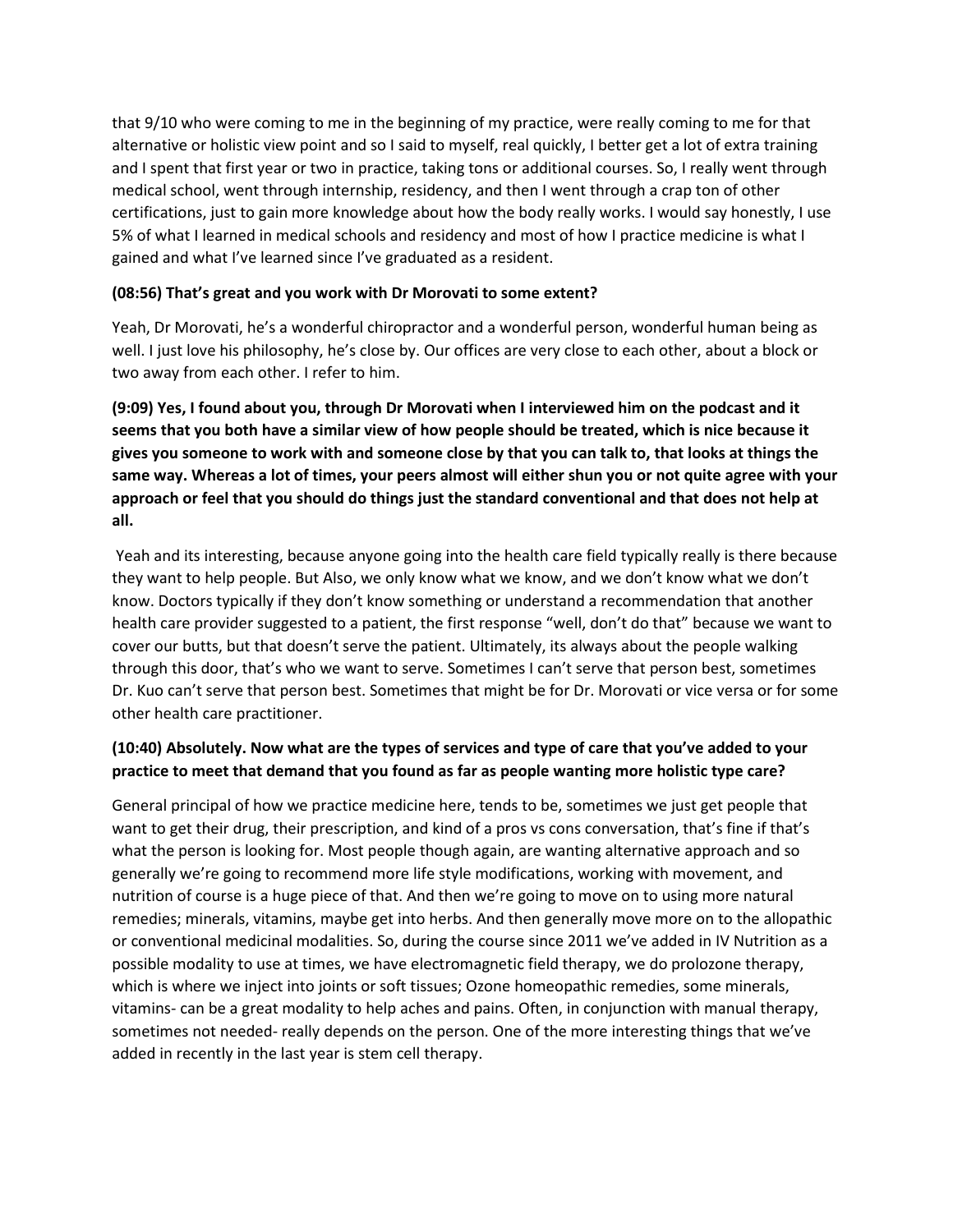that 9/10 who were coming to me in the beginning of my practice, were really coming to me for that alternative or holistic view point and so I said to myself, real quickly, I better get a lot of extra training and I spent that first year or two in practice, taking tons or additional courses. So, I really went through medical school, went through internship, residency, and then I went through a crap ton of other certifications, just to gain more knowledge about how the body really works. I would say honestly, I use 5% of what I learned in medical schools and residency and most of how I practice medicine is what I gained and what I've learned since I've graduated as a resident.

**(08:56) That's great and you work with Dr Morovati to some extent?**

Yeah, Dr Morovati, he's a wonderful chiropractor and a wonderful person, wonderful human being as well. I just love his philosophy, he's close by. Our offices are very close to each other, about a block or two away from each other. I refer to him.

**(9:09) Yes, I found about you, through Dr Morovati when I interviewed him on the podcast and it seems that you both have a similar view of how people should be treated, which is nice because it gives you someone to work with and someone close by that you can talk to, that looks at things the same way. Whereas a lot of times, your peers almost will either shun you or not quite agree with your approach or feel that you should do things just the standard conventional and that does not help at all.**

Yeah and its interesting, because anyone going into the health care field typically really is there because they want to help people. But Also, we only know what we know, and we don't know what we don't know. Doctors typically if they don't know something or understand a recommendation that another health care provider suggested to a patient, the first response "well, don't do that" because we want to cover our butts, but that doesn't serve the patient. Ultimately, its always about the people walking through this door, that's who we want to serve. Sometimes I can't serve that person best, sometimes Dr. Kuo can't serve that person best. Sometimes that might be for Dr. Morovati or vice versa or for some other health care practitioner.

**(10:40) Absolutely. Now what are the types of services and type of care that you've added to your practice to meet that demand that you found as far as people wanting more holistic type care?**

General principal of how we practice medicine here, tends to be, sometimes we just get people that want to get their drug, their prescription, and kind of a pros vs cons conversation, that's fine if that's what the person is looking for. Most people though again, are wanting alternative approach and so generally we're going to recommend more life style modifications, working with movement, and nutrition of course is a huge piece of that. And then we're going to move on to using more natural remedies; minerals, vitamins, maybe get into herbs. And then generally move more on to the allopathic or conventional medicinal modalities. So, during the course since 2011 we've added in IV Nutrition as a possible modality to use at times, we have electromagnetic field therapy, we do prolozone therapy, which is where we inject into joints or soft tissues; Ozone homeopathic remedies, some minerals, vitamins- can be a great modality to help aches and pains. Often, in conjunction with manual therapy, sometimes not needed- really depends on the person. One of the more interesting things that we've added in recently in the last year is stem cell therapy.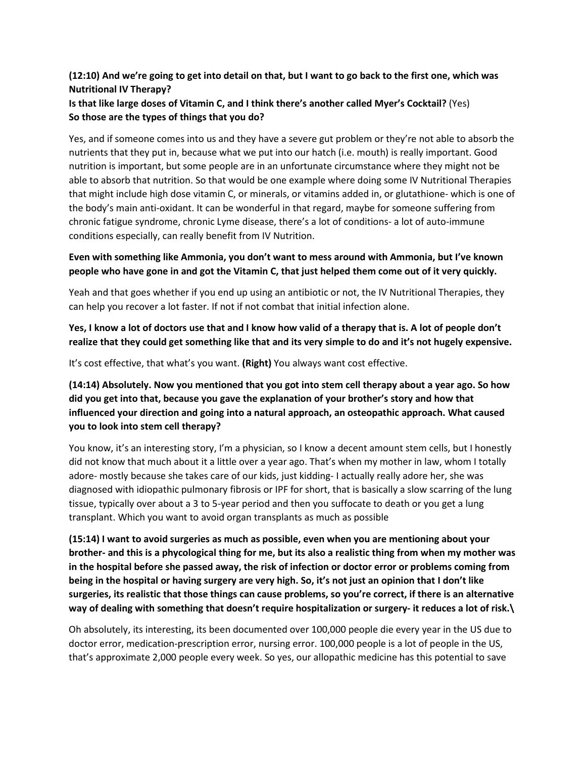**(12:10) And we're going to get into detail on that, but I want to go back to the first one, which was Nutritional IV Therapy?**
**Is that like large doses of Vitamin C, and I think there's another called Myer's Cocktail?** (Yes)
**So those are the types of things that you do?**

Yes, and if someone comes into us and they have a severe gut problem or they're not able to absorb the nutrients that they put in, because what we put into our hatch (i.e. mouth) is really important. Good nutrition is important, but some people are in an unfortunate circumstance where they might not be able to absorb that nutrition. So that would be one example where doing some IV Nutritional Therapies that might include high dose vitamin C, or minerals, or vitamins added in, or glutathione- which is one of the body's main anti-oxidant. It can be wonderful in that regard, maybe for someone suffering from chronic fatigue syndrome, chronic Lyme disease, there's a lot of conditions- a lot of auto-immune conditions especially, can really benefit from IV Nutrition.

**Even with something like Ammonia, you don't want to mess around with Ammonia, but I've known people who have gone in and got the Vitamin C, that just helped them come out of it very quickly.**

Yeah and that goes whether if you end up using an antibiotic or not, the IV Nutritional Therapies, they can help you recover a lot faster. If not if not combat that initial infection alone.

**Yes, I know a lot of doctors use that and I know how valid of a therapy that is. A lot of people don't realize that they could get something like that and its very simple to do and it's not hugely expensive.**

It's cost effective, that what's you want. **(Right)** You always want cost effective.

**(14:14) Absolutely. Now you mentioned that you got into stem cell therapy about a year ago. So how did you get into that, because you gave the explanation of your brother's story and how that influenced your direction and going into a natural approach, an osteopathic approach. What caused you to look into stem cell therapy?**

You know, it's an interesting story, I'm a physician, so I know a decent amount stem cells, but I honestly did not know that much about it a little over a year ago. That's when my mother in law, whom I totally adore- mostly because she takes care of our kids, just kidding- I actually really adore her, she was diagnosed with idiopathic pulmonary fibrosis or IPF for short, that is basically a slow scarring of the lung tissue, typically over about a 3 to 5-year period and then you suffocate to death or you get a lung transplant. Which you want to avoid organ transplants as much as possible

**(15:14) I want to avoid surgeries as much as possible, even when you are mentioning about your brother- and this is a phycological thing for me, but its also a realistic thing from when my mother was in the hospital before she passed away, the risk of infection or doctor error or problems coming from being in the hospital or having surgery are very high. So, it's not just an opinion that I don't like surgeries, its realistic that those things can cause problems, so you're correct, if there is an alternative way of dealing with something that doesn't require hospitalization or surgery- it reduces a lot of risk.\**

Oh absolutely, its interesting, its been documented over 100,000 people die every year in the US due to doctor error, medication-prescription error, nursing error. 100,000 people is a lot of people in the US, that's approximate 2,000 people every week. So yes, our allopathic medicine has this potential to save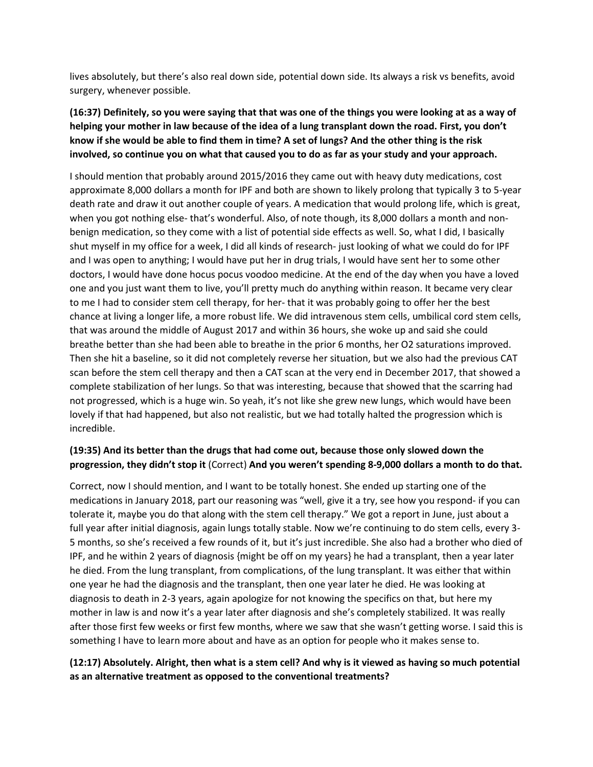lives absolutely, but there's also real down side, potential down side. Its always a risk vs benefits, avoid surgery, whenever possible.

**(16:37) Definitely, so you were saying that that was one of the things you were looking at as a way of helping your mother in law because of the idea of a lung transplant down the road. First, you don't know if she would be able to find them in time? A set of lungs? And the other thing is the risk involved, so continue you on what that caused you to do as far as your study and your approach.**

I should mention that probably around 2015/2016 they came out with heavy duty medications, cost approximate 8,000 dollars a month for IPF and both are shown to likely prolong that typically 3 to 5-year death rate and draw it out another couple of years. A medication that would prolong life, which is great, when you got nothing else- that's wonderful. Also, of note though, its 8,000 dollars a month and non-benign medication, so they come with a list of potential side effects as well. So, what I did, I basically shut myself in my office for a week, I did all kinds of research- just looking of what we could do for IPF and I was open to anything; I would have put her in drug trials, I would have sent her to some other doctors, I would have done hocus pocus voodoo medicine. At the end of the day when you have a loved one and you just want them to live, you'll pretty much do anything within reason. It became very clear to me I had to consider stem cell therapy, for her- that it was probably going to offer her the best chance at living a longer life, a more robust life. We did intravenous stem cells, umbilical cord stem cells, that was around the middle of August 2017 and within 36 hours, she woke up and said she could breathe better than she had been able to breathe in the prior 6 months, her O2 saturations improved. Then she hit a baseline, so it did not completely reverse her situation, but we also had the previous CAT scan before the stem cell therapy and then a CAT scan at the very end in December 2017, that showed a complete stabilization of her lungs. So that was interesting, because that showed that the scarring had not progressed, which is a huge win. So yeah, it's not like she grew new lungs, which would have been lovely if that had happened, but also not realistic, but we had totally halted the progression which is incredible.

**(19:35) And its better than the drugs that had come out, because those only slowed down the progression, they didn't stop it** (Correct) **And you weren't spending 8-9,000 dollars a month to do that.**

Correct, now I should mention, and I want to be totally honest. She ended up starting one of the medications in January 2018, part our reasoning was "well, give it a try, see how you respond- if you can tolerate it, maybe you do that along with the stem cell therapy." We got a report in June, just about a full year after initial diagnosis, again lungs totally stable. Now we're continuing to do stem cells, every 3-5 months, so she's received a few rounds of it, but it's just incredible. She also had a brother who died of IPF, and he within 2 years of diagnosis {might be off on my years} he had a transplant, then a year later he died. From the lung transplant, from complications, of the lung transplant. It was either that within one year he had the diagnosis and the transplant, then one year later he died. He was looking at diagnosis to death in 2-3 years, again apologize for not knowing the specifics on that, but here my mother in law is and now it's a year later after diagnosis and she's completely stabilized. It was really after those first few weeks or first few months, where we saw that she wasn't getting worse. I said this is something I have to learn more about and have as an option for people who it makes sense to.

**(12:17) Absolutely. Alright, then what is a stem cell? And why is it viewed as having so much potential as an alternative treatment as opposed to the conventional treatments?**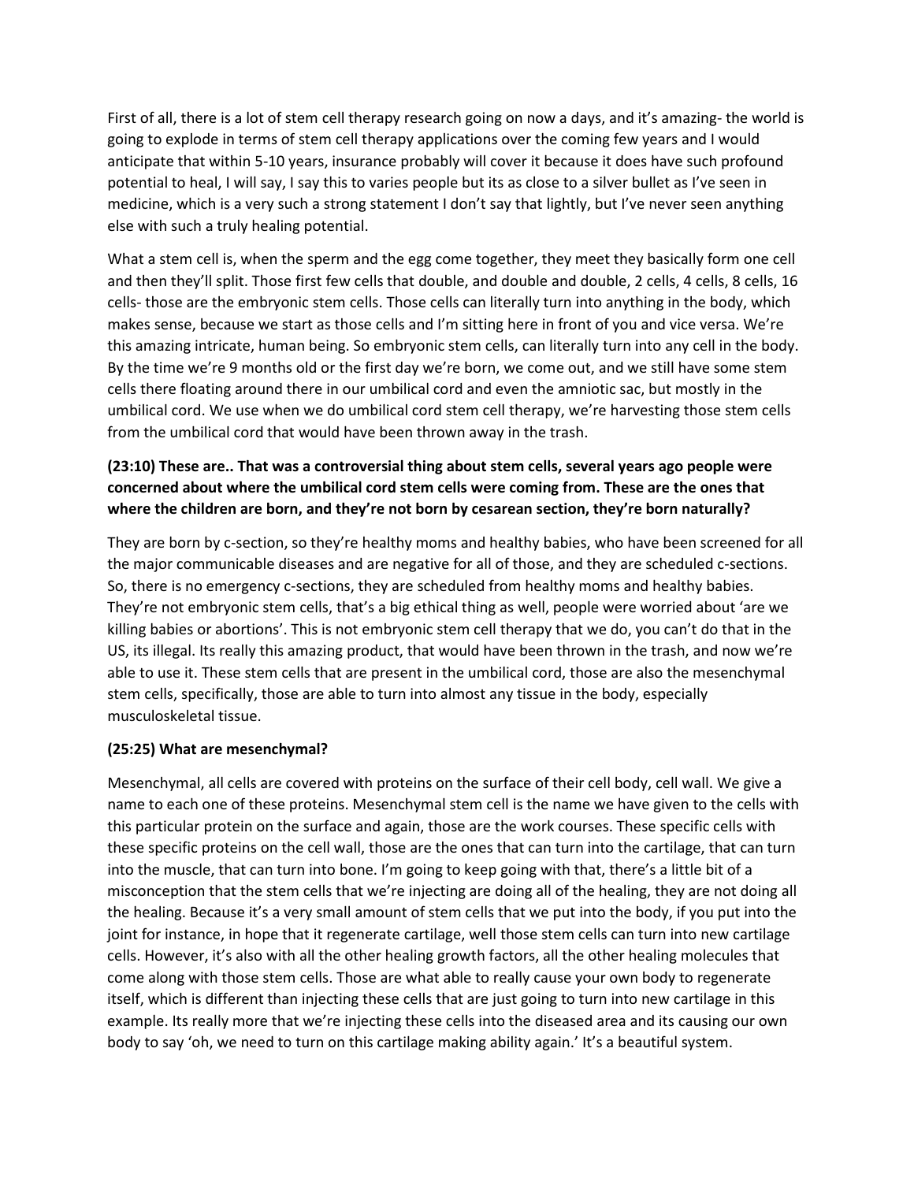First of all, there is a lot of stem cell therapy research going on now a days, and it's amazing- the world is going to explode in terms of stem cell therapy applications over the coming few years and I would anticipate that within 5-10 years, insurance probably will cover it because it does have such profound potential to heal, I will say, I say this to varies people but its as close to a silver bullet as I've seen in medicine, which is a very such a strong statement I don't say that lightly, but I've never seen anything else with such a truly healing potential.

What a stem cell is, when the sperm and the egg come together, they meet they basically form one cell and then they'll split. Those first few cells that double, and double and double, 2 cells, 4 cells, 8 cells, 16 cells- those are the embryonic stem cells. Those cells can literally turn into anything in the body, which makes sense, because we start as those cells and I'm sitting here in front of you and vice versa. We're this amazing intricate, human being. So embryonic stem cells, can literally turn into any cell in the body. By the time we're 9 months old or the first day we're born, we come out, and we still have some stem cells there floating around there in our umbilical cord and even the amniotic sac, but mostly in the umbilical cord. We use when we do umbilical cord stem cell therapy, we're harvesting those stem cells from the umbilical cord that would have been thrown away in the trash.

**(23:10) These are.. That was a controversial thing about stem cells, several years ago people were concerned about where the umbilical cord stem cells were coming from. These are the ones that where the children are born, and they're not born by cesarean section, they're born naturally?**

They are born by c-section, so they're healthy moms and healthy babies, who have been screened for all the major communicable diseases and are negative for all of those, and they are scheduled c-sections. So, there is no emergency c-sections, they are scheduled from healthy moms and healthy babies. They're not embryonic stem cells, that's a big ethical thing as well, people were worried about 'are we killing babies or abortions'. This is not embryonic stem cell therapy that we do, you can't do that in the US, its illegal. Its really this amazing product, that would have been thrown in the trash, and now we're able to use it. These stem cells that are present in the umbilical cord, those are also the mesenchymal stem cells, specifically, those are able to turn into almost any tissue in the body, especially musculoskeletal tissue.

**(25:25) What are mesenchymal?**

Mesenchymal, all cells are covered with proteins on the surface of their cell body, cell wall. We give a name to each one of these proteins. Mesenchymal stem cell is the name we have given to the cells with this particular protein on the surface and again, those are the work courses. These specific cells with these specific proteins on the cell wall, those are the ones that can turn into the cartilage, that can turn into the muscle, that can turn into bone. I'm going to keep going with that, there's a little bit of a misconception that the stem cells that we're injecting are doing all of the healing, they are not doing all the healing. Because it's a very small amount of stem cells that we put into the body, if you put into the joint for instance, in hope that it regenerate cartilage, well those stem cells can turn into new cartilage cells. However, it's also with all the other healing growth factors, all the other healing molecules that come along with those stem cells. Those are what able to really cause your own body to regenerate itself, which is different than injecting these cells that are just going to turn into new cartilage in this example. Its really more that we're injecting these cells into the diseased area and its causing our own body to say 'oh, we need to turn on this cartilage making ability again.' It's a beautiful system.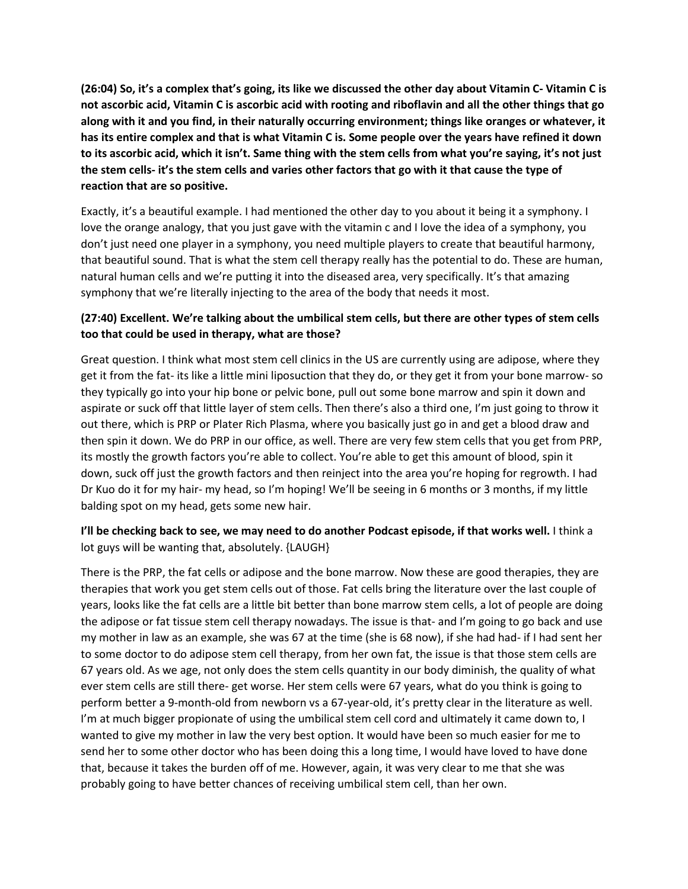**(26:04) So, it's a complex that's going, its like we discussed the other day about Vitamin C- Vitamin C is not ascorbic acid, Vitamin C is ascorbic acid with rooting and riboflavin and all the other things that go along with it and you find, in their naturally occurring environment; things like oranges or whatever, it has its entire complex and that is what Vitamin C is. Some people over the years have refined it down to its ascorbic acid, which it isn't. Same thing with the stem cells from what you're saying, it's not just the stem cells- it's the stem cells and varies other factors that go with it that cause the type of reaction that are so positive.**

Exactly, it's a beautiful example. I had mentioned the other day to you about it being it a symphony. I love the orange analogy, that you just gave with the vitamin c and I love the idea of a symphony, you don't just need one player in a symphony, you need multiple players to create that beautiful harmony, that beautiful sound. That is what the stem cell therapy really has the potential to do. These are human, natural human cells and we're putting it into the diseased area, very specifically. It's that amazing symphony that we're literally injecting to the area of the body that needs it most.

**(27:40) Excellent. We're talking about the umbilical stem cells, but there are other types of stem cells too that could be used in therapy, what are those?**

Great question. I think what most stem cell clinics in the US are currently using are adipose, where they get it from the fat- its like a little mini liposuction that they do, or they get it from your bone marrow- so they typically go into your hip bone or pelvic bone, pull out some bone marrow and spin it down and aspirate or suck off that little layer of stem cells. Then there's also a third one, I'm just going to throw it out there, which is PRP or Plater Rich Plasma, where you basically just go in and get a blood draw and then spin it down. We do PRP in our office, as well. There are very few stem cells that you get from PRP, its mostly the growth factors you're able to collect. You're able to get this amount of blood, spin it down, suck off just the growth factors and then reinject into the area you're hoping for regrowth. I had Dr Kuo do it for my hair- my head, so I'm hoping! We'll be seeing in 6 months or 3 months, if my little balding spot on my head, gets some new hair.

**I'll be checking back to see, we may need to do another Podcast episode, if that works well.** I think a lot guys will be wanting that, absolutely. {LAUGH}

There is the PRP, the fat cells or adipose and the bone marrow. Now these are good therapies, they are therapies that work you get stem cells out of those. Fat cells bring the literature over the last couple of years, looks like the fat cells are a little bit better than bone marrow stem cells, a lot of people are doing the adipose or fat tissue stem cell therapy nowadays. The issue is that- and I'm going to go back and use my mother in law as an example, she was 67 at the time (she is 68 now), if she had had- if I had sent her to some doctor to do adipose stem cell therapy, from her own fat, the issue is that those stem cells are 67 years old. As we age, not only does the stem cells quantity in our body diminish, the quality of what ever stem cells are still there- get worse. Her stem cells were 67 years, what do you think is going to perform better a 9-month-old from newborn vs a 67-year-old, it's pretty clear in the literature as well. I'm at much bigger propionate of using the umbilical stem cell cord and ultimately it came down to, I wanted to give my mother in law the very best option. It would have been so much easier for me to send her to some other doctor who has been doing this a long time, I would have loved to have done that, because it takes the burden off of me. However, again, it was very clear to me that she was probably going to have better chances of receiving umbilical stem cell, than her own.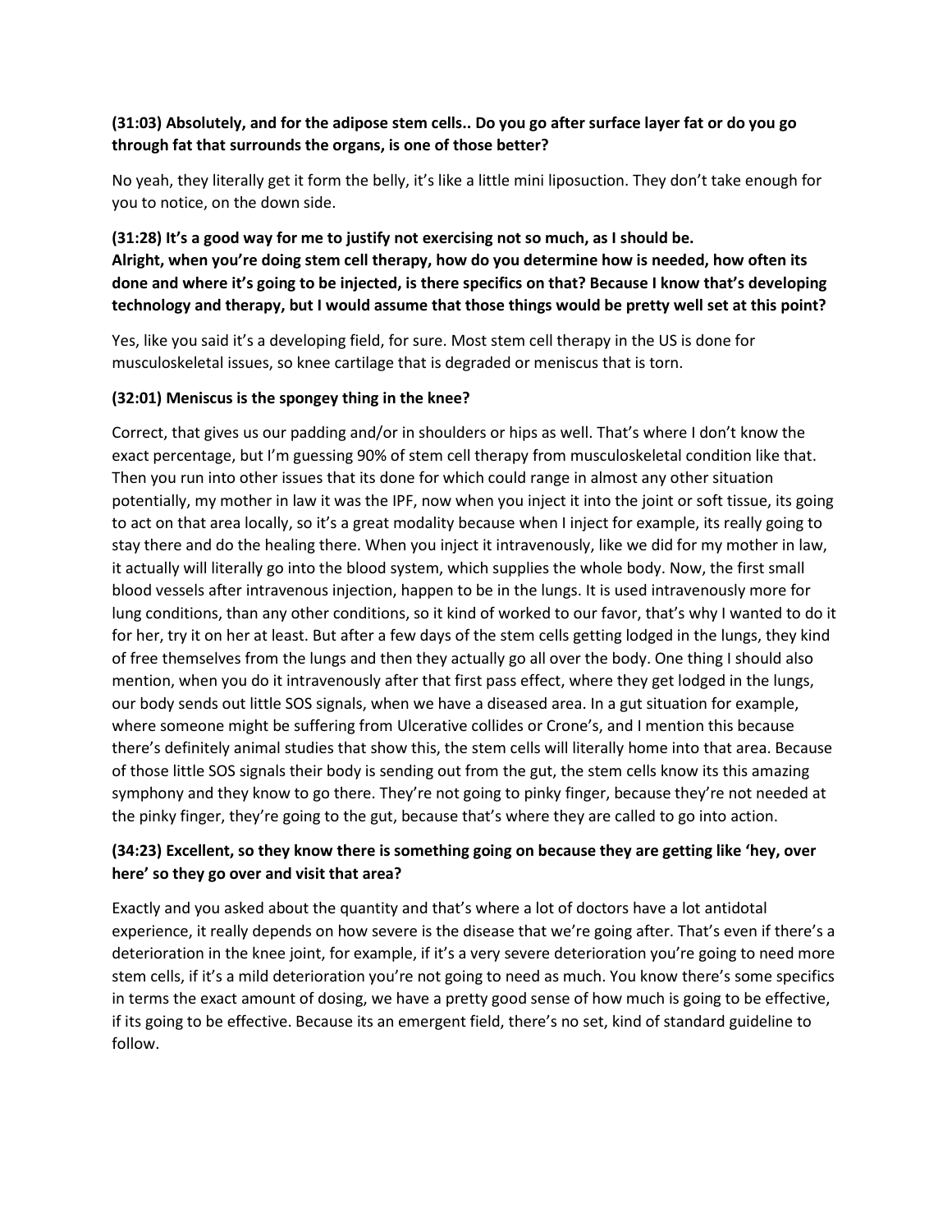**(31:03) Absolutely, and for the adipose stem cells.. Do you go after surface layer fat or do you go through fat that surrounds the organs, is one of those better?**

No yeah, they literally get it form the belly, it's like a little mini liposuction. They don't take enough for you to notice, on the down side.

**(31:28) It's a good way for me to justify not exercising not so much, as I should be.**
**Alright, when you're doing stem cell therapy, how do you determine how is needed, how often its done and where it's going to be injected, is there specifics on that? Because I know that's developing technology and therapy, but I would assume that those things would be pretty well set at this point?**

Yes, like you said it's a developing field, for sure. Most stem cell therapy in the US is done for musculoskeletal issues, so knee cartilage that is degraded or meniscus that is torn.

**(32:01) Meniscus is the spongey thing in the knee?**

Correct, that gives us our padding and/or in shoulders or hips as well. That's where I don't know the exact percentage, but I'm guessing 90% of stem cell therapy from musculoskeletal condition like that. Then you run into other issues that its done for which could range in almost any other situation potentially, my mother in law it was the IPF, now when you inject it into the joint or soft tissue, its going to act on that area locally, so it's a great modality because when I inject for example, its really going to stay there and do the healing there. When you inject it intravenously, like we did for my mother in law, it actually will literally go into the blood system, which supplies the whole body. Now, the first small blood vessels after intravenous injection, happen to be in the lungs. It is used intravenously more for lung conditions, than any other conditions, so it kind of worked to our favor, that's why I wanted to do it for her, try it on her at least. But after a few days of the stem cells getting lodged in the lungs, they kind of free themselves from the lungs and then they actually go all over the body. One thing I should also mention, when you do it intravenously after that first pass effect, where they get lodged in the lungs, our body sends out little SOS signals, when we have a diseased area. In a gut situation for example, where someone might be suffering from Ulcerative collides or Crone's, and I mention this because there's definitely animal studies that show this, the stem cells will literally home into that area. Because of those little SOS signals their body is sending out from the gut, the stem cells know its this amazing symphony and they know to go there. They're not going to pinky finger, because they're not needed at the pinky finger, they're going to the gut, because that's where they are called to go into action.

**(34:23) Excellent, so they know there is something going on because they are getting like 'hey, over here' so they go over and visit that area?**

Exactly and you asked about the quantity and that's where a lot of doctors have a lot antidotal experience, it really depends on how severe is the disease that we're going after. That's even if there's a deterioration in the knee joint, for example, if it's a very severe deterioration you're going to need more stem cells, if it's a mild deterioration you're not going to need as much. You know there's some specifics in terms the exact amount of dosing, we have a pretty good sense of how much is going to be effective, if its going to be effective. Because its an emergent field, there's no set, kind of standard guideline to follow.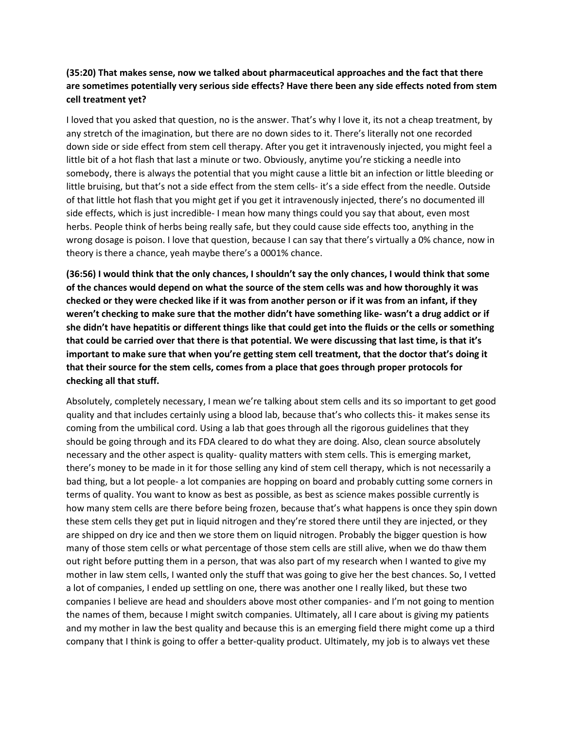**(35:20) That makes sense, now we talked about pharmaceutical approaches and the fact that there are sometimes potentially very serious side effects? Have there been any side effects noted from stem cell treatment yet?**

I loved that you asked that question, no is the answer. That's why I love it, its not a cheap treatment, by any stretch of the imagination, but there are no down sides to it. There's literally not one recorded down side or side effect from stem cell therapy. After you get it intravenously injected, you might feel a little bit of a hot flash that last a minute or two. Obviously, anytime you're sticking a needle into somebody, there is always the potential that you might cause a little bit an infection or little bleeding or little bruising, but that's not a side effect from the stem cells- it's a side effect from the needle. Outside of that little hot flash that you might get if you get it intravenously injected, there's no documented ill side effects, which is just incredible- I mean how many things could you say that about, even most herbs. People think of herbs being really safe, but they could cause side effects too, anything in the wrong dosage is poison. I love that question, because I can say that there's virtually a 0% chance, now in theory is there a chance, yeah maybe there's a 0001% chance.

**(36:56) I would think that the only chances, I shouldn't say the only chances, I would think that some of the chances would depend on what the source of the stem cells was and how thoroughly it was checked or they were checked like if it was from another person or if it was from an infant, if they weren't checking to make sure that the mother didn't have something like- wasn't a drug addict or if she didn't have hepatitis or different things like that could get into the fluids or the cells or something that could be carried over that there is that potential. We were discussing that last time, is that it's important to make sure that when you're getting stem cell treatment, that the doctor that's doing it that their source for the stem cells, comes from a place that goes through proper protocols for checking all that stuff.**

Absolutely, completely necessary, I mean we're talking about stem cells and its so important to get good quality and that includes certainly using a blood lab, because that's who collects this- it makes sense its coming from the umbilical cord. Using a lab that goes through all the rigorous guidelines that they should be going through and its FDA cleared to do what they are doing. Also, clean source absolutely necessary and the other aspect is quality- quality matters with stem cells. This is emerging market, there's money to be made in it for those selling any kind of stem cell therapy, which is not necessarily a bad thing, but a lot people- a lot companies are hopping on board and probably cutting some corners in terms of quality. You want to know as best as possible, as best as science makes possible currently is how many stem cells are there before being frozen, because that's what happens is once they spin down these stem cells they get put in liquid nitrogen and they're stored there until they are injected, or they are shipped on dry ice and then we store them on liquid nitrogen. Probably the bigger question is how many of those stem cells or what percentage of those stem cells are still alive, when we do thaw them out right before putting them in a person, that was also part of my research when I wanted to give my mother in law stem cells, I wanted only the stuff that was going to give her the best chances. So, I vetted a lot of companies, I ended up settling on one, there was another one I really liked, but these two companies I believe are head and shoulders above most other companies- and I'm not going to mention the names of them, because I might switch companies. Ultimately, all I care about is giving my patients and my mother in law the best quality and because this is an emerging field there might come up a third company that I think is going to offer a better-quality product. Ultimately, my job is to always vet these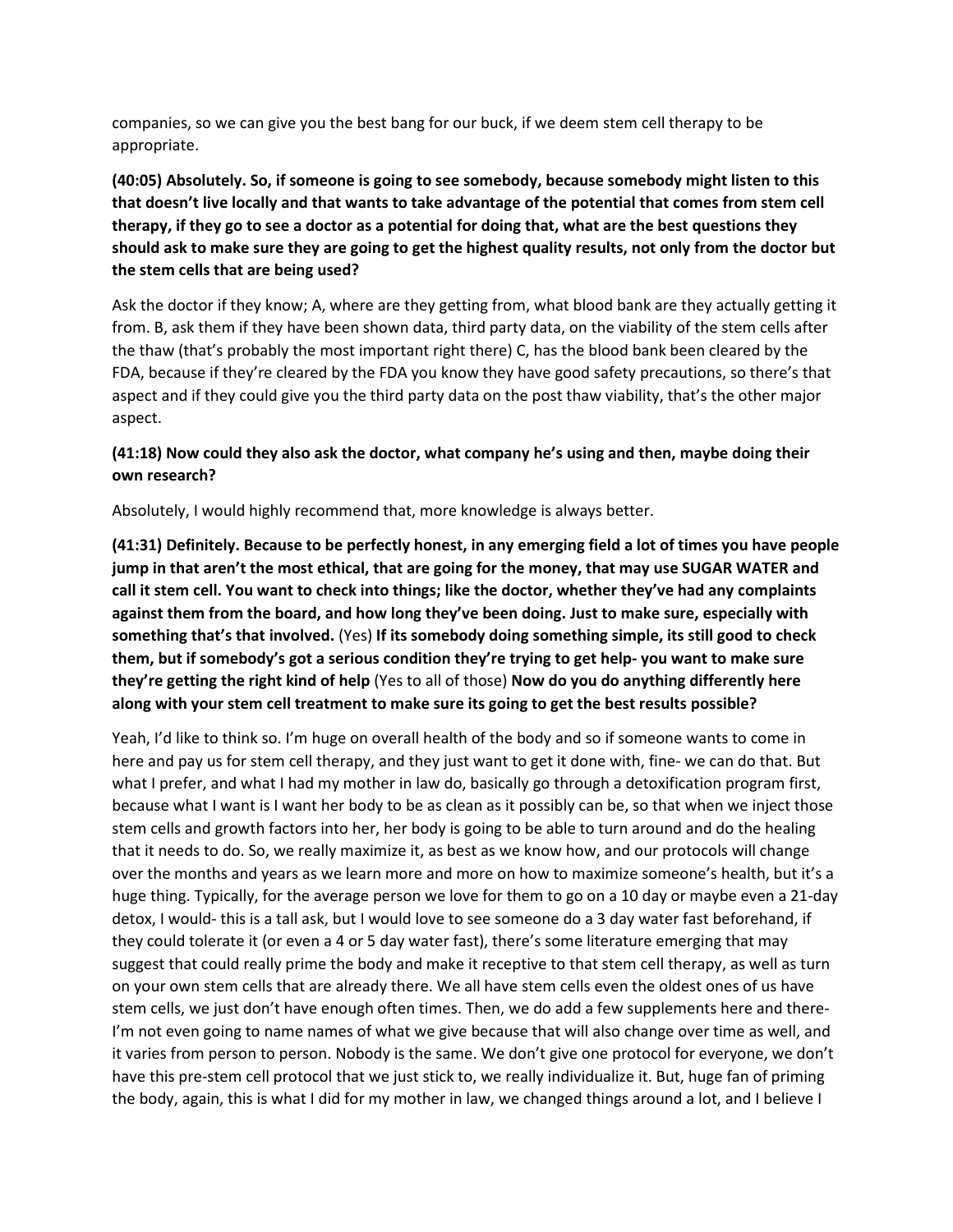companies, so we can give you the best bang for our buck, if we deem stem cell therapy to be appropriate.

**(40:05) Absolutely. So, if someone is going to see somebody, because somebody might listen to this that doesn't live locally and that wants to take advantage of the potential that comes from stem cell therapy, if they go to see a doctor as a potential for doing that, what are the best questions they should ask to make sure they are going to get the highest quality results, not only from the doctor but the stem cells that are being used?**

Ask the doctor if they know; A, where are they getting from, what blood bank are they actually getting it from. B, ask them if they have been shown data, third party data, on the viability of the stem cells after the thaw (that's probably the most important right there) C, has the blood bank been cleared by the FDA, because if they're cleared by the FDA you know they have good safety precautions, so there's that aspect and if they could give you the third party data on the post thaw viability, that's the other major aspect.

**(41:18) Now could they also ask the doctor, what company he's using and then, maybe doing their own research?**

Absolutely, I would highly recommend that, more knowledge is always better.

**(41:31) Definitely. Because to be perfectly honest, in any emerging field a lot of times you have people jump in that aren't the most ethical, that are going for the money, that may use SUGAR WATER and call it stem cell. You want to check into things; like the doctor, whether they've had any complaints against them from the board, and how long they've been doing. Just to make sure, especially with something that's that involved.** (Yes) **If its somebody doing something simple, its still good to check them, but if somebody's got a serious condition they're trying to get help- you want to make sure they're getting the right kind of help** (Yes to all of those) **Now do you do anything differently here along with your stem cell treatment to make sure its going to get the best results possible?**

Yeah, I'd like to think so. I'm huge on overall health of the body and so if someone wants to come in here and pay us for stem cell therapy, and they just want to get it done with, fine- we can do that. But what I prefer, and what I had my mother in law do, basically go through a detoxification program first, because what I want is I want her body to be as clean as it possibly can be, so that when we inject those stem cells and growth factors into her, her body is going to be able to turn around and do the healing that it needs to do. So, we really maximize it, as best as we know how, and our protocols will change over the months and years as we learn more and more on how to maximize someone's health, but it's a huge thing. Typically, for the average person we love for them to go on a 10 day or maybe even a 21-day detox, I would- this is a tall ask, but I would love to see someone do a 3 day water fast beforehand, if they could tolerate it (or even a 4 or 5 day water fast), there's some literature emerging that may suggest that could really prime the body and make it receptive to that stem cell therapy, as well as turn on your own stem cells that are already there. We all have stem cells even the oldest ones of us have stem cells, we just don't have enough often times. Then, we do add a few supplements here and there- I'm not even going to name names of what we give because that will also change over time as well, and it varies from person to person. Nobody is the same. We don't give one protocol for everyone, we don't have this pre-stem cell protocol that we just stick to, we really individualize it. But, huge fan of priming the body, again, this is what I did for my mother in law, we changed things around a lot, and I believe I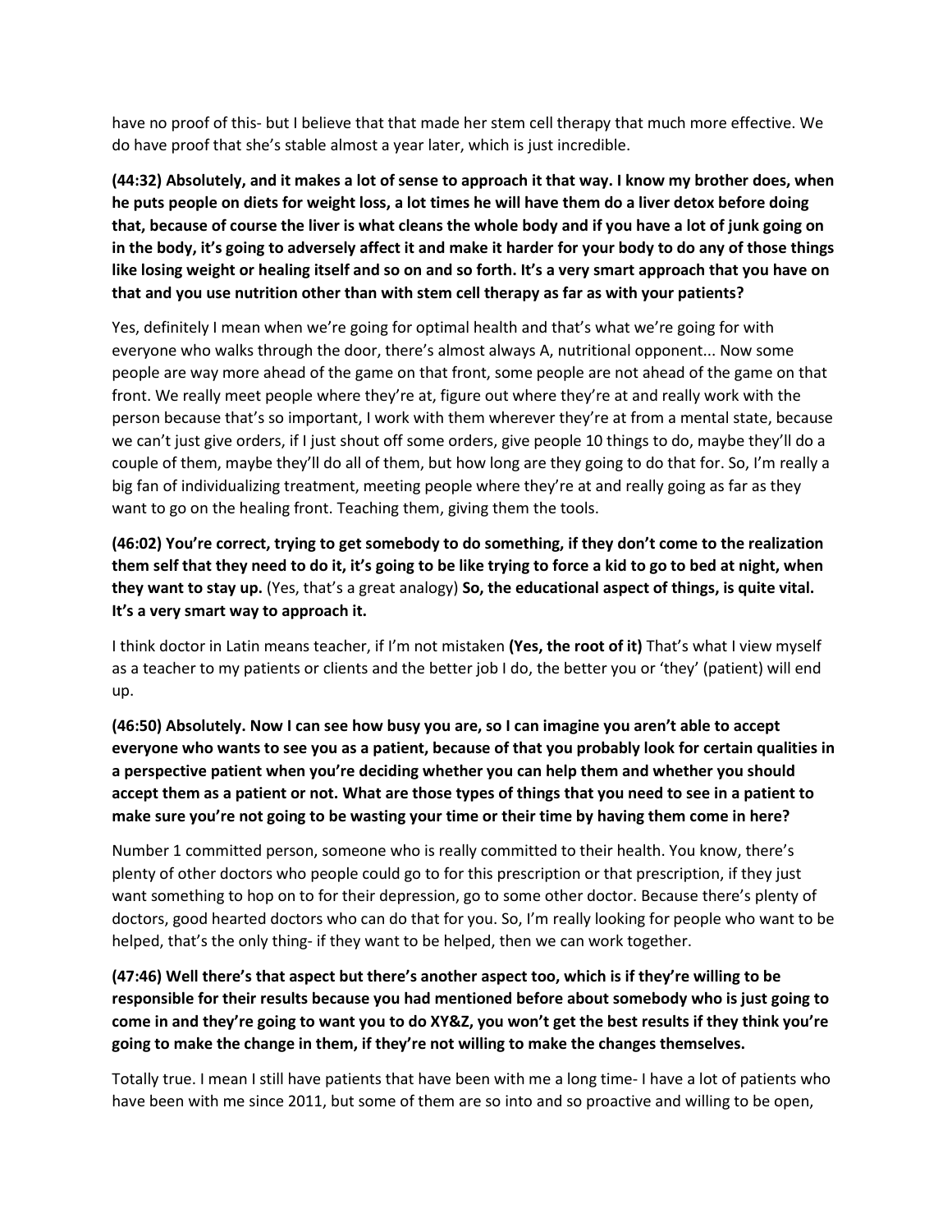have no proof of this- but I believe that that made her stem cell therapy that much more effective. We do have proof that she's stable almost a year later, which is just incredible.

**(44:32) Absolutely, and it makes a lot of sense to approach it that way. I know my brother does, when he puts people on diets for weight loss, a lot times he will have them do a liver detox before doing that, because of course the liver is what cleans the whole body and if you have a lot of junk going on in the body, it's going to adversely affect it and make it harder for your body to do any of those things like losing weight or healing itself and so on and so forth. It's a very smart approach that you have on that and you use nutrition other than with stem cell therapy as far as with your patients?**

Yes, definitely I mean when we're going for optimal health and that's what we're going for with everyone who walks through the door, there's almost always A, nutritional opponent... Now some people are way more ahead of the game on that front, some people are not ahead of the game on that front. We really meet people where they're at, figure out where they're at and really work with the person because that's so important, I work with them wherever they're at from a mental state, because we can't just give orders, if I just shout off some orders, give people 10 things to do, maybe they'll do a couple of them, maybe they'll do all of them, but how long are they going to do that for. So, I'm really a big fan of individualizing treatment, meeting people where they're at and really going as far as they want to go on the healing front. Teaching them, giving them the tools.

**(46:02) You're correct, trying to get somebody to do something, if they don't come to the realization them self that they need to do it, it's going to be like trying to force a kid to go to bed at night, when they want to stay up.** (Yes, that's a great analogy) **So, the educational aspect of things, is quite vital. It's a very smart way to approach it.**

I think doctor in Latin means teacher, if I'm not mistaken **(Yes, the root of it)** That's what I view myself as a teacher to my patients or clients and the better job I do, the better you or 'they' (patient) will end up.

**(46:50) Absolutely. Now I can see how busy you are, so I can imagine you aren't able to accept everyone who wants to see you as a patient, because of that you probably look for certain qualities in a perspective patient when you're deciding whether you can help them and whether you should accept them as a patient or not. What are those types of things that you need to see in a patient to make sure you're not going to be wasting your time or their time by having them come in here?**

Number 1 committed person, someone who is really committed to their health. You know, there's plenty of other doctors who people could go to for this prescription or that prescription, if they just want something to hop on to for their depression, go to some other doctor. Because there's plenty of doctors, good hearted doctors who can do that for you. So, I'm really looking for people who want to be helped, that's the only thing- if they want to be helped, then we can work together.

**(47:46) Well there's that aspect but there's another aspect too, which is if they're willing to be responsible for their results because you had mentioned before about somebody who is just going to come in and they're going to want you to do XY&Z, you won't get the best results if they think you're going to make the change in them, if they're not willing to make the changes themselves.**

Totally true. I mean I still have patients that have been with me a long time- I have a lot of patients who have been with me since 2011, but some of them are so into and so proactive and willing to be open,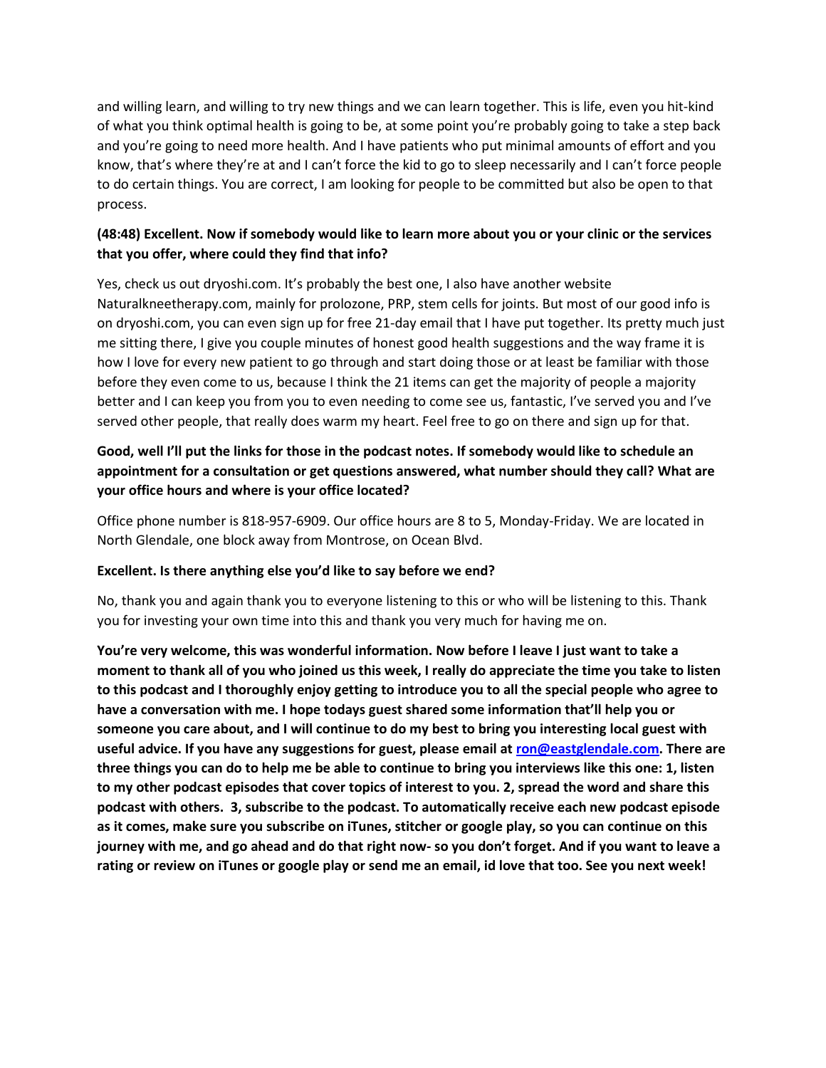and willing learn, and willing to try new things and we can learn together. This is life, even you hit-kind of what you think optimal health is going to be, at some point you're probably going to take a step back and you're going to need more health. And I have patients who put minimal amounts of effort and you know, that's where they're at and I can't force the kid to go to sleep necessarily and I can't force people to do certain things. You are correct, I am looking for people to be committed but also be open to that process.

**(48:48) Excellent. Now if somebody would like to learn more about you or your clinic or the services that you offer, where could they find that info?**

Yes, check us out dryoshi.com. It's probably the best one, I also have another website Naturalkneetherapy.com, mainly for prolozone, PRP, stem cells for joints. But most of our good info is on dryoshi.com, you can even sign up for free 21-day email that I have put together. Its pretty much just me sitting there, I give you couple minutes of honest good health suggestions and the way frame it is how I love for every new patient to go through and start doing those or at least be familiar with those before they even come to us, because I think the 21 items can get the majority of people a majority better and I can keep you from you to even needing to come see us, fantastic, I've served you and I've served other people, that really does warm my heart. Feel free to go on there and sign up for that.

**Good, well I'll put the links for those in the podcast notes. If somebody would like to schedule an appointment for a consultation or get questions answered, what number should they call? What are your office hours and where is your office located?**

Office phone number is 818-957-6909. Our office hours are 8 to 5, Monday-Friday. We are located in North Glendale, one block away from Montrose, on Ocean Blvd.

**Excellent. Is there anything else you'd like to say before we end?**

No, thank you and again thank you to everyone listening to this or who will be listening to this. Thank you for investing your own time into this and thank you very much for having me on.

**You're very welcome, this was wonderful information. Now before I leave I just want to take a moment to thank all of you who joined us this week, I really do appreciate the time you take to listen to this podcast and I thoroughly enjoy getting to introduce you to all the special people who agree to have a conversation with me. I hope todays guest shared some information that'll help you or someone you care about, and I will continue to do my best to bring you interesting local guest with useful advice. If you have any suggestions for guest, please email at [ron@eastglendale.com](mailto:ron@eastglendale.com). There are three things you can do to help me be able to continue to bring you interviews like this one: 1, listen to my other podcast episodes that cover topics of interest to you. 2, spread the word and share this podcast with others. 3, subscribe to the podcast. To automatically receive each new podcast episode as it comes, make sure you subscribe on iTunes, stitcher or google play, so you can continue on this journey with me, and go ahead and do that right now- so you don't forget. And if you want to leave a rating or review on iTunes or google play or send me an email, id love that too. See you next week!**